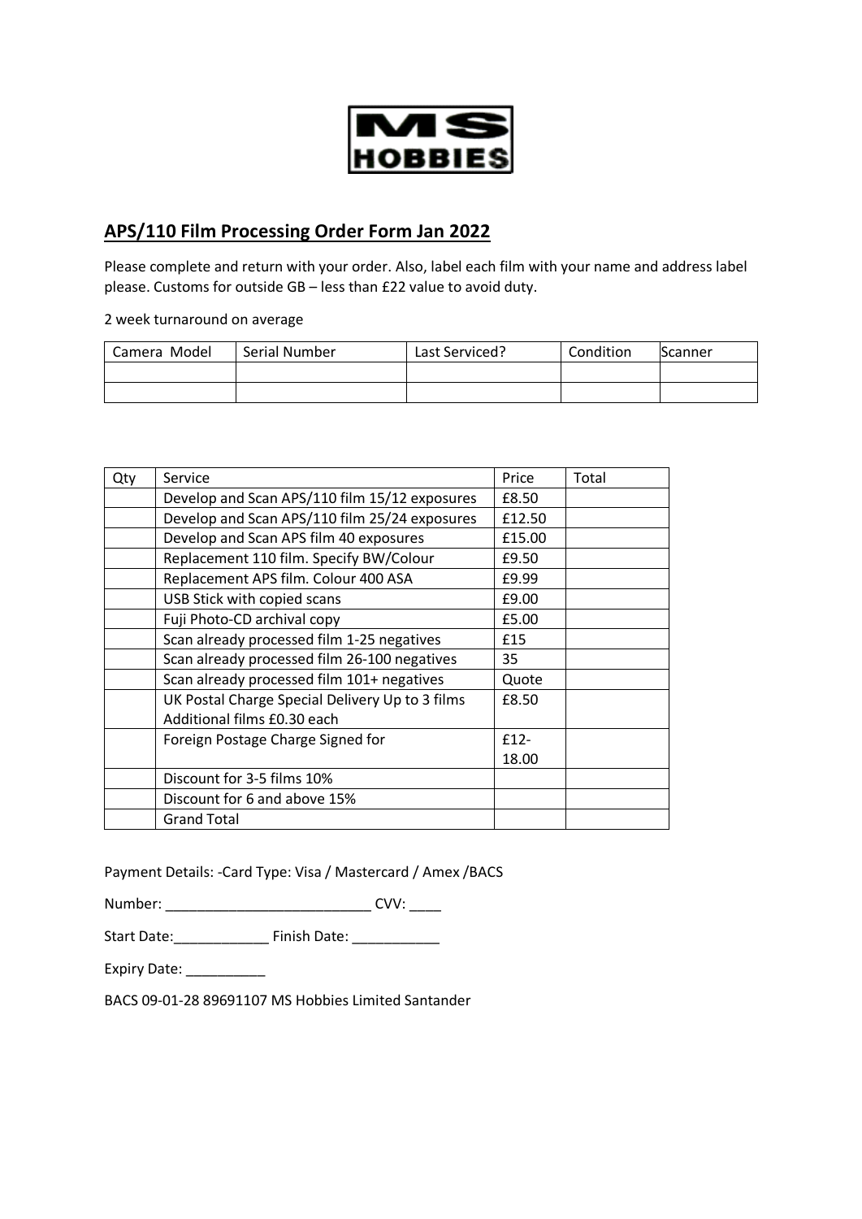MS HOBBIES

## APS/110 Film Processing Order Form Jan 2022

Please complete and return with your order. Also, label each film with your name and address label please. Customs for outside GB – less than £22 value to avoid duty.

2 week turnaround on average

| Camera Model | Serial Number | Last Serviced? | Condition | Scanner |
|---|---|---|---|---|
| | | | | |
| | | | | |

| Qty | Service | Price | Total |
|---|---|---|---|
| | Develop and Scan APS/110 film 15/12 exposures | £8.50 | |
| | Develop and Scan APS/110 film 25/24 exposures | £12.50 | |
| | Develop and Scan APS film 40 exposures | £15.00 | |
| | Replacement 110 film. Specify BW/Colour | £9.50 | |
| | Replacement APS film. Colour 400 ASA | £9.99 | |
| | USB Stick with copied scans | £9.00 | |
| | Fuji Photo-CD archival copy | £5.00 | |
| | Scan already processed film 1-25 negatives | £15 | |
| | Scan already processed film 26-100 negatives | 35 | |
| | Scan already processed film 101+ negatives | Quote | |
| | UK Postal Charge Special Delivery Up to 3 films Additional films £0.30 each | £8.50 | |
| | Foreign Postage Charge Signed for | £12-18.00 | |
| | Discount for 3-5 films 10% | | |
| | Discount for 6 and above 15% | | |
| | Grand Total | | |

Payment Details: -Card Type: Visa / Mastercard / Amex /BACS

Number: __________________________ CVV: ____

Start Date:____________ Finish Date: ___________

Expiry Date: __________

BACS 09-01-28 89691107 MS Hobbies Limited Santander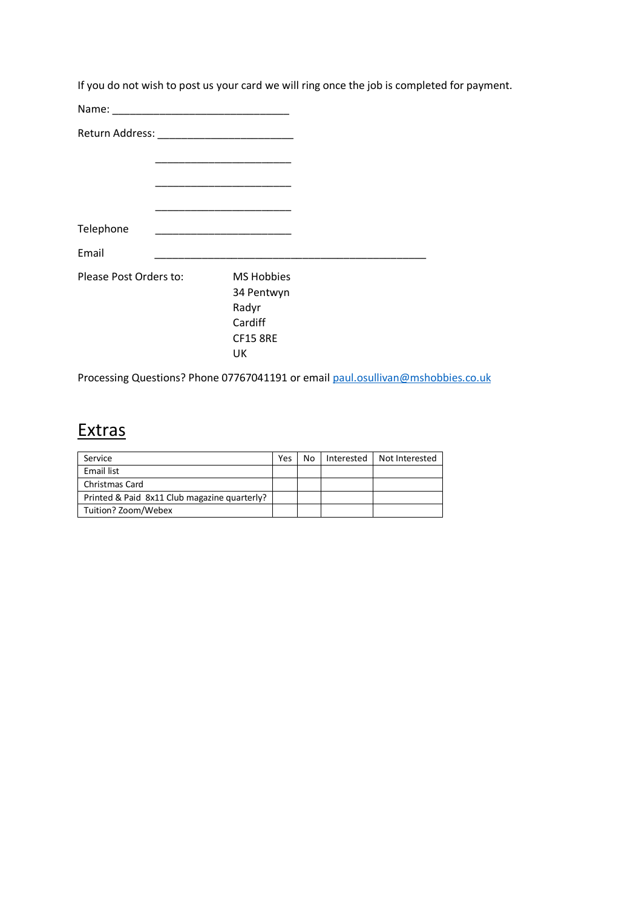If you do not wish to post us your card we will ring once the job is completed for payment.

Name: ______________________________

Return Address: _______________________

_______________________

_______________________

_______________________

Telephone _______________________

Email ______________________________________________

Please Post Orders to:

MS Hobbies
34 Pentwyn
Radyr
Cardiff
CF15 8RE
UK

Processing Questions? Phone 07767041191 or email paul.osullivan@mshobbies.co.uk

## Extras

| Service | Yes | No | Interested | Not Interested |
|---|---|---|---|---|
| Email list | | | | |
| Christmas Card | | | | |
| Printed & Paid 8x11 Club magazine quarterly? | | | | |
| Tuition? Zoom/Webex | | | | |